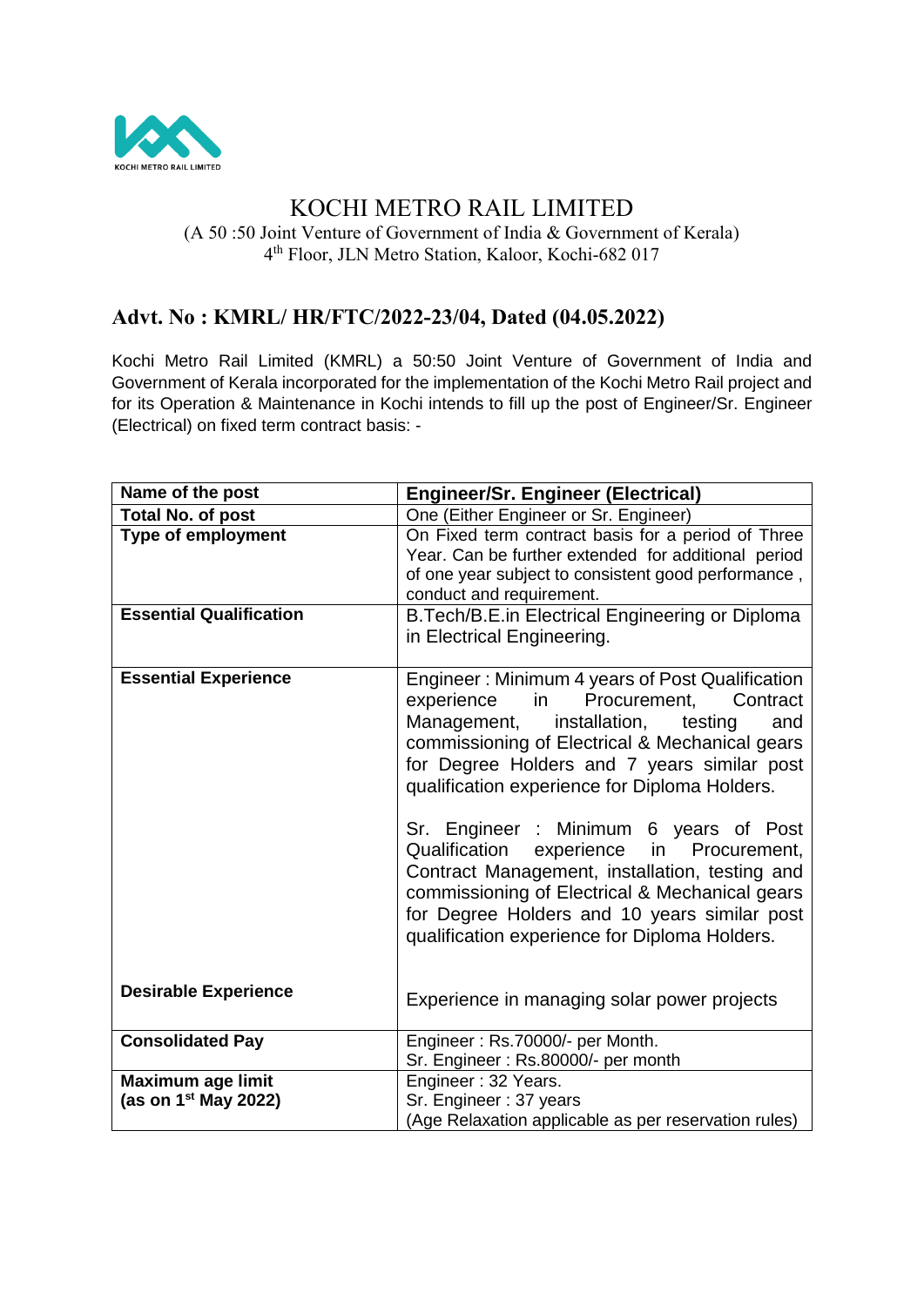KOCHI METRO RAIL LIMITED

# KOCHI METRO RAIL LIMITED

(A 50 :50 Joint Venture of Government of India & Government of Kerala)
4th Floor, JLN Metro Station, Kaloor, Kochi-682 017

## Advt. No : KMRL/ HR/FTC/2022-23/04, Dated (04.05.2022)

Kochi Metro Rail Limited (KMRL) a 50:50 Joint Venture of Government of India and Government of Kerala incorporated for the implementation of the Kochi Metro Rail project and for its Operation & Maintenance in Kochi intends to fill up the post of Engineer/Sr. Engineer (Electrical) on fixed term contract basis: -

| **Name of the post** | **Engineer/Sr. Engineer (Electrical)** |
|---|---|
| **Total No. of post** | One (Either Engineer or Sr. Engineer) |
| **Type of employment** | On Fixed term contract basis for a period of Three Year. Can be further extended for additional period of one year subject to consistent good performance , conduct and requirement. |
| **Essential Qualification** | B.Tech/B.E.in Electrical Engineering or Diploma in Electrical Engineering. |
| **Essential Experience** | Engineer : Minimum 4 years of Post Qualification experience in Procurement, Contract Management, installation, testing and commissioning of Electrical & Mechanical gears for Degree Holders and 7 years similar post qualification experience for Diploma Holders.<br><br>Sr. Engineer : Minimum 6 years of Post Qualification experience in Procurement, Contract Management, installation, testing and commissioning of Electrical & Mechanical gears for Degree Holders and 10 years similar post qualification experience for Diploma Holders. |
| **Desirable Experience** | Experience in managing solar power projects |
| **Consolidated Pay** | Engineer : Rs.70000/- per Month.<br>Sr. Engineer : Rs.80000/- per month |
| **Maximum age limit (as on 1st May 2022)** | Engineer : 32 Years.<br>Sr. Engineer : 37 years<br>(Age Relaxation applicable as per reservation rules) |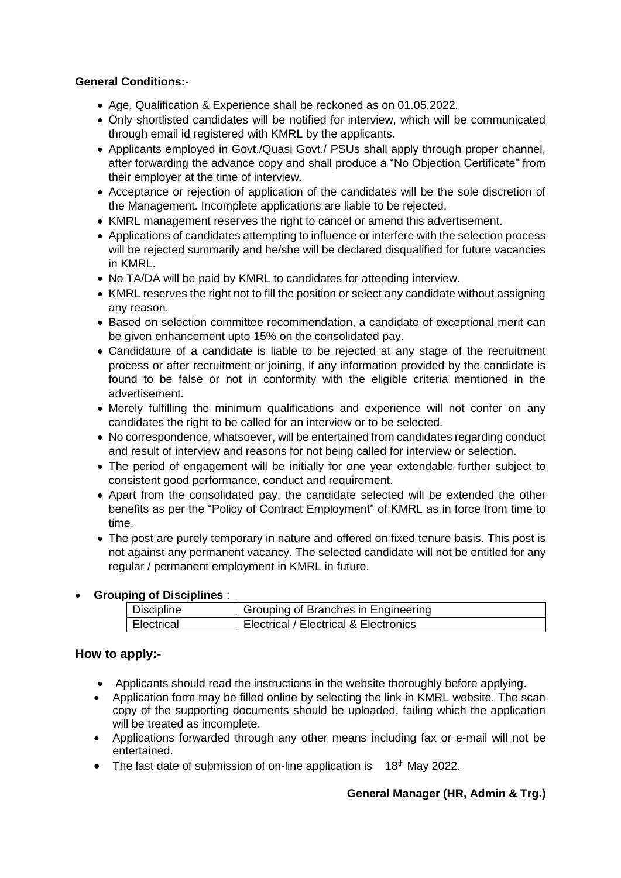**General Conditions:-**

- Age, Qualification & Experience shall be reckoned as on 01.05.2022.
- Only shortlisted candidates will be notified for interview, which will be communicated through email id registered with KMRL by the applicants.
- Applicants employed in Govt./Quasi Govt./ PSUs shall apply through proper channel, after forwarding the advance copy and shall produce a "No Objection Certificate" from their employer at the time of interview.
- Acceptance or rejection of application of the candidates will be the sole discretion of the Management. Incomplete applications are liable to be rejected.
- KMRL management reserves the right to cancel or amend this advertisement.
- Applications of candidates attempting to influence or interfere with the selection process will be rejected summarily and he/she will be declared disqualified for future vacancies in KMRL.
- No TA/DA will be paid by KMRL to candidates for attending interview.
- KMRL reserves the right not to fill the position or select any candidate without assigning any reason.
- Based on selection committee recommendation, a candidate of exceptional merit can be given enhancement upto 15% on the consolidated pay.
- Candidature of a candidate is liable to be rejected at any stage of the recruitment process or after recruitment or joining, if any information provided by the candidate is found to be false or not in conformity with the eligible criteria mentioned in the advertisement.
- Merely fulfilling the minimum qualifications and experience will not confer on any candidates the right to be called for an interview or to be selected.
- No correspondence, whatsoever, will be entertained from candidates regarding conduct and result of interview and reasons for not being called for interview or selection.
- The period of engagement will be initially for one year extendable further subject to consistent good performance, conduct and requirement.
- Apart from the consolidated pay, the candidate selected will be extended the other benefits as per the "Policy of Contract Employment" of KMRL as in force from time to time.
- The post are purely temporary in nature and offered on fixed tenure basis. This post is not against any permanent vacancy. The selected candidate will not be entitled for any regular / permanent employment in KMRL in future.

- **Grouping of Disciplines** :

| Discipline | Grouping of Branches in Engineering |
|---|---|
| Electrical | Electrical / Electrical & Electronics |

## How to apply:-

- Applicants should read the instructions in the website thoroughly before applying.
- Application form may be filled online by selecting the link in KMRL website. The scan copy of the supporting documents should be uploaded, failing which the application will be treated as incomplete.
- Applications forwarded through any other means including fax or e-mail will not be entertained.
- The last date of submission of on-line application is 18th May 2022.

**General Manager (HR, Admin & Trg.)**